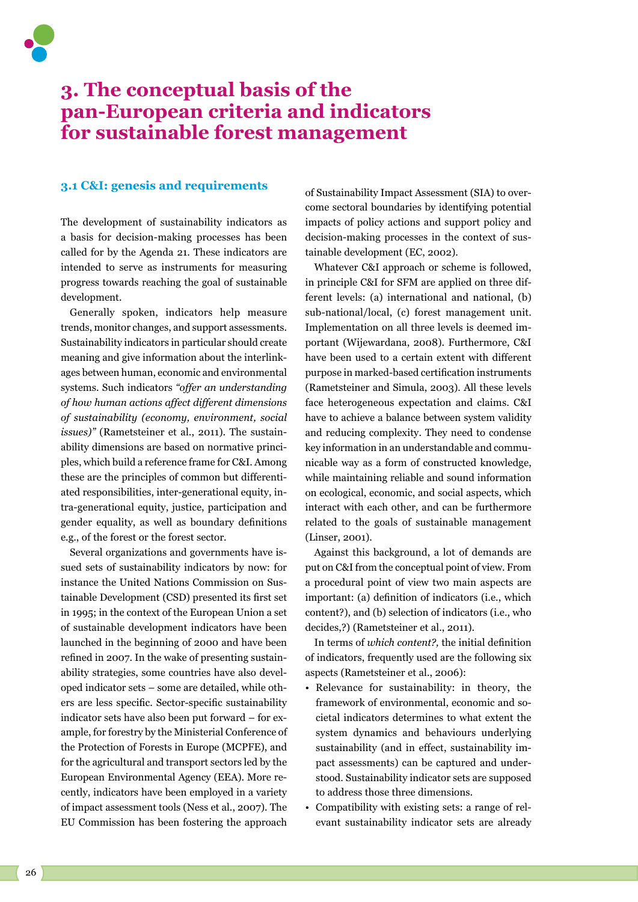# 3. The conceptual basis of the pan-European criteria and indicators for sustainable forest management

## 3.1 C&I: genesis and requirements

The development of sustainability indicators as a basis for decision-making processes has been called for by the Agenda 21. These indicators are intended to serve as instruments for measuring progress towards reaching the goal of sustainable development.

Generally spoken, indicators help measure trends, monitor changes, and support assessments. Sustainability indicators in particular should create meaning and give information about the interlinkages between human, economic and environmental systems. Such indicators *"offer an understanding of how human actions affect different dimensions of sustainability (economy, environment, social issues)"* (Rametsteiner et al., 2011). The sustainability dimensions are based on normative principles, which build a reference frame for C&I. Among these are the principles of common but differentiated responsibilities, inter-generational equity, intra-generational equity, justice, participation and gender equality, as well as boundary definitions e.g., of the forest or the forest sector.

Several organizations and governments have issued sets of sustainability indicators by now: for instance the United Nations Commission on Sustainable Development (CSD) presented its first set in 1995; in the context of the European Union a set of sustainable development indicators have been launched in the beginning of 2000 and have been refined in 2007. In the wake of presenting sustainability strategies, some countries have also developed indicator sets – some are detailed, while others are less specific. Sector-specific sustainability indicator sets have also been put forward – for example, for forestry by the Ministerial Conference of the Protection of Forests in Europe (MCPFE), and for the agricultural and transport sectors led by the European Environmental Agency (EEA). More recently, indicators have been employed in a variety of impact assessment tools (Ness et al., 2007). The EU Commission has been fostering the approach of Sustainability Impact Assessment (SIA) to overcome sectoral boundaries by identifying potential impacts of policy actions and support policy and decision-making processes in the context of sustainable development (EC, 2002).

Whatever C&I approach or scheme is followed, in principle C&I for SFM are applied on three different levels: (a) international and national, (b) sub-national/local, (c) forest management unit. Implementation on all three levels is deemed important (Wijewardana, 2008). Furthermore, C&I have been used to a certain extent with different purpose in marked-based certification instruments (Rametsteiner and Simula, 2003). All these levels face heterogeneous expectation and claims. C&I have to achieve a balance between system validity and reducing complexity. They need to condense key information in an understandable and communicable way as a form of constructed knowledge, while maintaining reliable and sound information on ecological, economic, and social aspects, which interact with each other, and can be furthermore related to the goals of sustainable management (Linser, 2001).

Against this background, a lot of demands are put on C&I from the conceptual point of view. From a procedural point of view two main aspects are important: (a) definition of indicators (i.e., which content?), and (b) selection of indicators (i.e., who decides,?) (Rametsteiner et al., 2011).

In terms of *which content?,* the initial definition of indicators, frequently used are the following six aspects (Rametsteiner et al., 2006):

- Relevance for sustainability: in theory, the framework of environmental, economic and societal indicators determines to what extent the system dynamics and behaviours underlying sustainability (and in effect, sustainability impact assessments) can be captured and understood. Sustainability indicator sets are supposed to address those three dimensions.
- Compatibility with existing sets: a range of relevant sustainability indicator sets are already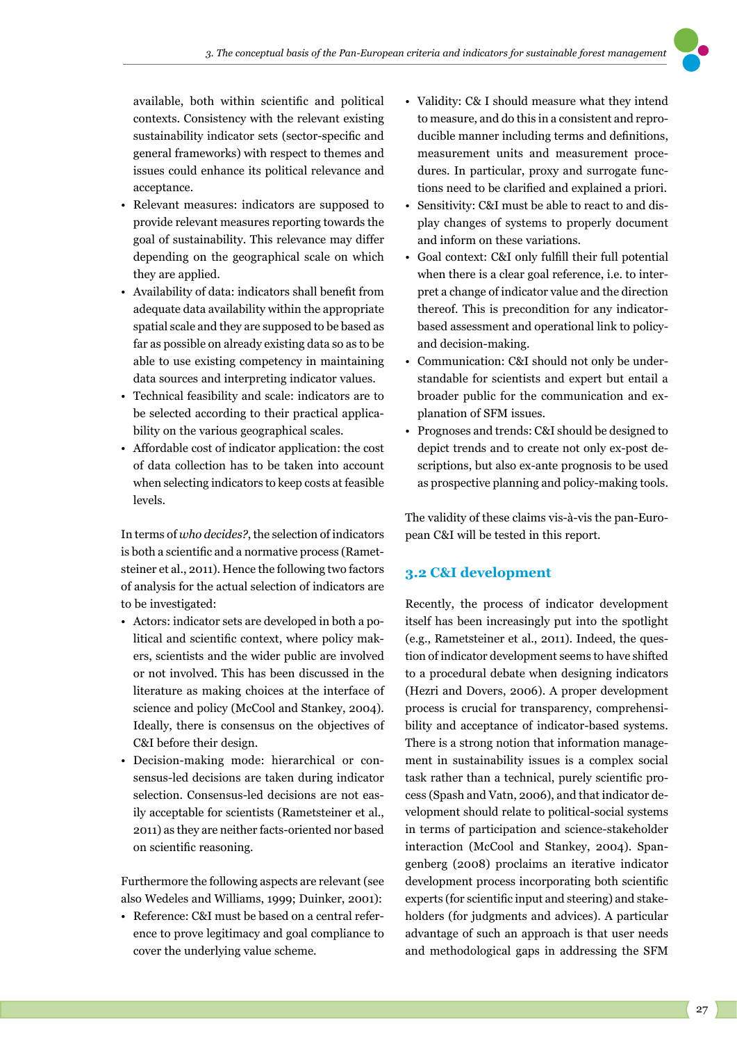available, both within scientific and political contexts. Consistency with the relevant existing sustainability indicator sets (sector-specific and general frameworks) with respect to themes and issues could enhance its political relevance and acceptance.

- Relevant measures: indicators are supposed to provide relevant measures reporting towards the goal of sustainability. This relevance may differ depending on the geographical scale on which they are applied.
- Availability of data: indicators shall benefit from adequate data availability within the appropriate spatial scale and they are supposed to be based as far as possible on already existing data so as to be able to use existing competency in maintaining data sources and interpreting indicator values.
- Technical feasibility and scale: indicators are to be selected according to their practical applicability on the various geographical scales.
- Affordable cost of indicator application: the cost of data collection has to be taken into account when selecting indicators to keep costs at feasible levels.

In terms of *who decides?*, the selection of indicators is both a scientific and a normative process (Rametsteiner et al., 2011). Hence the following two factors of analysis for the actual selection of indicators are to be investigated:

- Actors: indicator sets are developed in both a political and scientific context, where policy makers, scientists and the wider public are involved or not involved. This has been discussed in the literature as making choices at the interface of science and policy (McCool and Stankey, 2004). Ideally, there is consensus on the objectives of C&I before their design.
- Decision-making mode: hierarchical or consensus-led decisions are taken during indicator selection. Consensus-led decisions are not easily acceptable for scientists (Rametsteiner et al., 2011) as they are neither facts-oriented nor based on scientific reasoning.

Furthermore the following aspects are relevant (see also Wedeles and Williams, 1999; Duinker, 2001):

- Reference: C&I must be based on a central reference to prove legitimacy and goal compliance to cover the underlying value scheme.
- Validity: C& I should measure what they intend to measure, and do this in a consistent and reproducible manner including terms and definitions, measurement units and measurement procedures. In particular, proxy and surrogate functions need to be clarified and explained a priori.
- Sensitivity: C&I must be able to react to and display changes of systems to properly document and inform on these variations.
- Goal context: C&I only fulfill their full potential when there is a clear goal reference, i.e. to interpret a change of indicator value and the direction thereof. This is precondition for any indicator-based assessment and operational link to policy- and decision-making.
- Communication: C&I should not only be understandable for scientists and expert but entail a broader public for the communication and explanation of SFM issues.
- Prognoses and trends: C&I should be designed to depict trends and to create not only ex-post descriptions, but also ex-ante prognosis to be used as prospective planning and policy-making tools.

The validity of these claims vis-à-vis the pan-European C&I will be tested in this report.

## 3.2 C&I development

Recently, the process of indicator development itself has been increasingly put into the spotlight (e.g., Rametsteiner et al., 2011). Indeed, the question of indicator development seems to have shifted to a procedural debate when designing indicators (Hezri and Dovers, 2006). A proper development process is crucial for transparency, comprehensibility and acceptance of indicator-based systems. There is a strong notion that information management in sustainability issues is a complex social task rather than a technical, purely scientific process (Spash and Vatn, 2006), and that indicator development should relate to political-social systems in terms of participation and science-stakeholder interaction (McCool and Stankey, 2004). Spangenberg (2008) proclaims an iterative indicator development process incorporating both scientific experts (for scientific input and steering) and stakeholders (for judgments and advices). A particular advantage of such an approach is that user needs and methodological gaps in addressing the SFM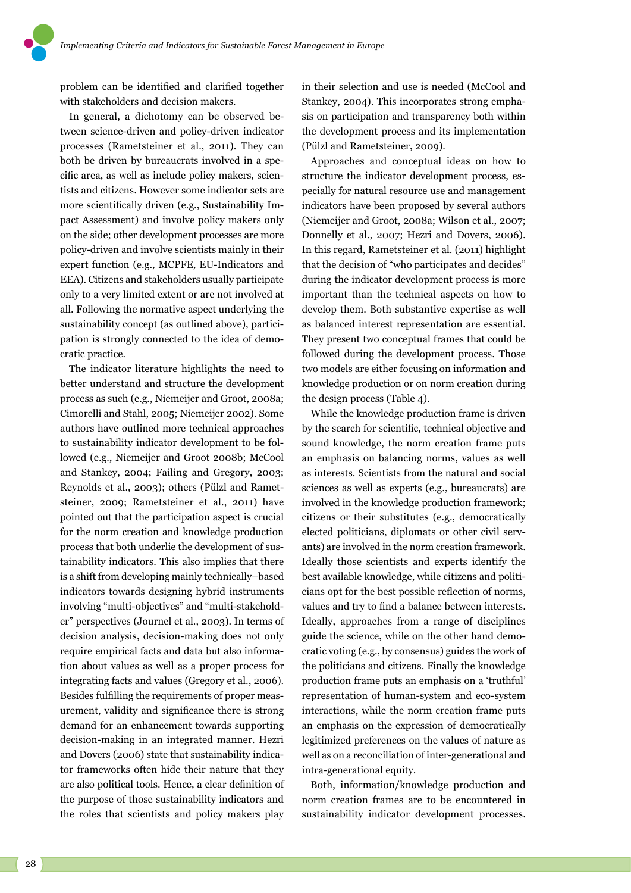problem can be identified and clarified together with stakeholders and decision makers.

In general, a dichotomy can be observed between science-driven and policy-driven indicator processes (Rametsteiner et al., 2011). They can both be driven by bureaucrats involved in a specific area, as well as include policy makers, scientists and citizens. However some indicator sets are more scientifically driven (e.g., Sustainability Impact Assessment) and involve policy makers only on the side; other development processes are more policy-driven and involve scientists mainly in their expert function (e.g., MCPFE, EU-Indicators and EEA). Citizens and stakeholders usually participate only to a very limited extent or are not involved at all. Following the normative aspect underlying the sustainability concept (as outlined above), participation is strongly connected to the idea of democratic practice.

The indicator literature highlights the need to better understand and structure the development process as such (e.g., Niemeijer and Groot, 2008a; Cimorelli and Stahl, 2005; Niemeijer 2002). Some authors have outlined more technical approaches to sustainability indicator development to be followed (e.g., Niemeijer and Groot 2008b; McCool and Stankey, 2004; Failing and Gregory, 2003; Reynolds et al., 2003); others (Pülzl and Rametsteiner, 2009; Rametsteiner et al., 2011) have pointed out that the participation aspect is crucial for the norm creation and knowledge production process that both underlie the development of sustainability indicators. This also implies that there is a shift from developing mainly technically–based indicators towards designing hybrid instruments involving "multi-objectives" and "multi-stakeholder" perspectives (Journel et al., 2003). In terms of decision analysis, decision-making does not only require empirical facts and data but also information about values as well as a proper process for integrating facts and values (Gregory et al., 2006). Besides fulfilling the requirements of proper measurement, validity and significance there is strong demand for an enhancement towards supporting decision-making in an integrated manner. Hezri and Dovers (2006) state that sustainability indicator frameworks often hide their nature that they are also political tools. Hence, a clear definition of the purpose of those sustainability indicators and the roles that scientists and policy makers play in their selection and use is needed (McCool and Stankey, 2004). This incorporates strong emphasis on participation and transparency both within the development process and its implementation (Pülzl and Rametsteiner, 2009).

Approaches and conceptual ideas on how to structure the indicator development process, especially for natural resource use and management indicators have been proposed by several authors (Niemeijer and Groot, 2008a; Wilson et al., 2007; Donnelly et al., 2007; Hezri and Dovers, 2006). In this regard, Rametsteiner et al. (2011) highlight that the decision of "who participates and decides" during the indicator development process is more important than the technical aspects on how to develop them. Both substantive expertise as well as balanced interest representation are essential. They present two conceptual frames that could be followed during the development process. Those two models are either focusing on information and knowledge production or on norm creation during the design process (Table 4).

While the knowledge production frame is driven by the search for scientific, technical objective and sound knowledge, the norm creation frame puts an emphasis on balancing norms, values as well as interests. Scientists from the natural and social sciences as well as experts (e.g., bureaucrats) are involved in the knowledge production framework; citizens or their substitutes (e.g., democratically elected politicians, diplomats or other civil servants) are involved in the norm creation framework. Ideally those scientists and experts identify the best available knowledge, while citizens and politicians opt for the best possible reflection of norms, values and try to find a balance between interests. Ideally, approaches from a range of disciplines guide the science, while on the other hand democratic voting (e.g., by consensus) guides the work of the politicians and citizens. Finally the knowledge production frame puts an emphasis on a 'truthful' representation of human-system and eco-system interactions, while the norm creation frame puts an emphasis on the expression of democratically legitimized preferences on the values of nature as well as on a reconciliation of inter-generational and intra-generational equity.

Both, information/knowledge production and norm creation frames are to be encountered in sustainability indicator development processes.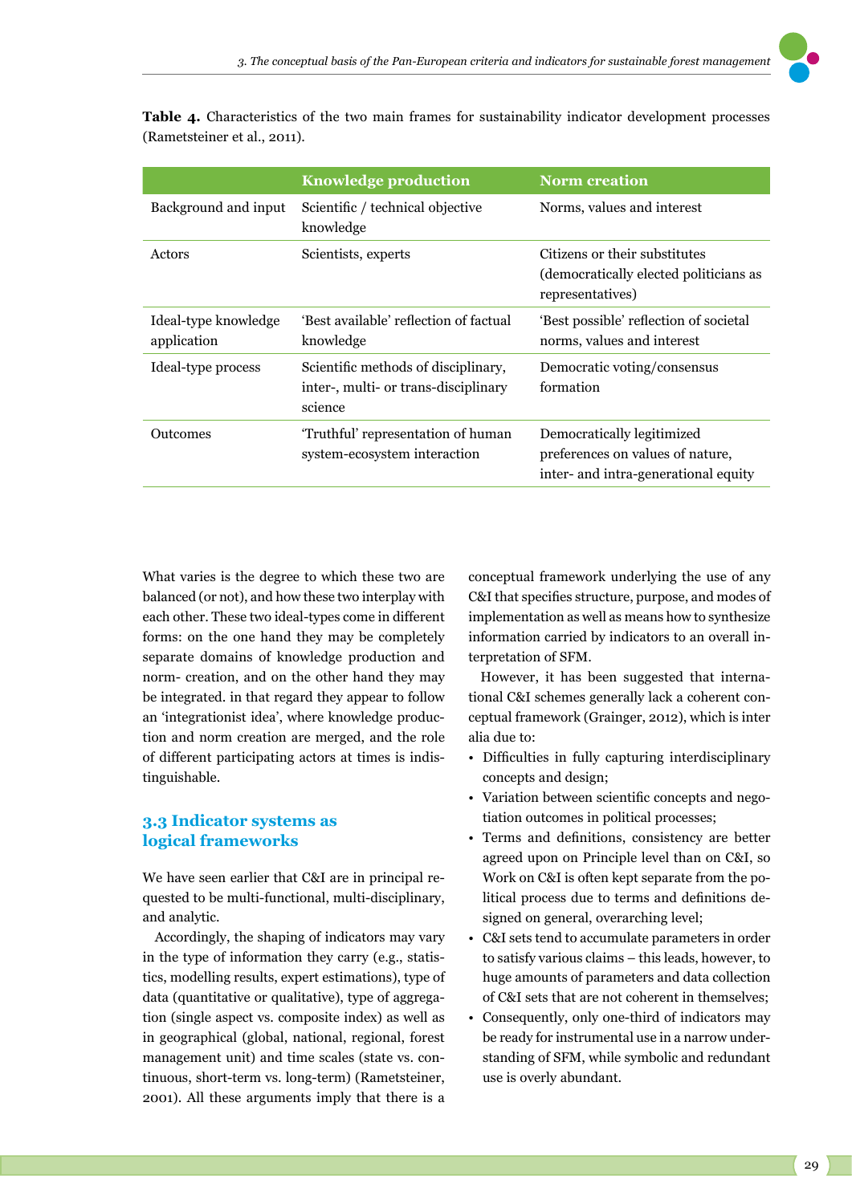**Table 4.** Characteristics of the two main frames for sustainability indicator development processes (Rametsteiner et al., 2011).

| | Knowledge production | Norm creation |
|---|---|---|
| Background and input | Scientific / technical objective knowledge | Norms, values and interest |
| Actors | Scientists, experts | Citizens or their substitutes (democratically elected politicians as representatives) |
| Ideal-type knowledge application | 'Best available' reflection of factual knowledge | 'Best possible' reflection of societal norms, values and interest |
| Ideal-type process | Scientific methods of disciplinary, inter-, multi- or trans-disciplinary science | Democratic voting/consensus formation |
| Outcomes | 'Truthful' representation of human system-ecosystem interaction | Democratically legitimized preferences on values of nature, inter- and intra-generational equity |

What varies is the degree to which these two are balanced (or not), and how these two interplay with each other. These two ideal-types come in different forms: on the one hand they may be completely separate domains of knowledge production and norm- creation, and on the other hand they may be integrated. in that regard they appear to follow an 'integrationist idea', where knowledge production and norm creation are merged, and the role of different participating actors at times is indistinguishable.

## 3.3 Indicator systems as logical frameworks

We have seen earlier that C&I are in principal requested to be multi-functional, multi-disciplinary, and analytic.

Accordingly, the shaping of indicators may vary in the type of information they carry (e.g., statistics, modelling results, expert estimations), type of data (quantitative or qualitative), type of aggregation (single aspect vs. composite index) as well as in geographical (global, national, regional, forest management unit) and time scales (state vs. continuous, short-term vs. long-term) (Rametsteiner, 2001). All these arguments imply that there is a conceptual framework underlying the use of any C&I that specifies structure, purpose, and modes of implementation as well as means how to synthesize information carried by indicators to an overall interpretation of SFM.

However, it has been suggested that international C&I schemes generally lack a coherent conceptual framework (Grainger, 2012), which is inter alia due to:

- Difficulties in fully capturing interdisciplinary concepts and design;
- Variation between scientific concepts and negotiation outcomes in political processes;
- Terms and definitions, consistency are better agreed upon on Principle level than on C&I, so Work on C&I is often kept separate from the political process due to terms and definitions designed on general, overarching level;
- C&I sets tend to accumulate parameters in order to satisfy various claims – this leads, however, to huge amounts of parameters and data collection of C&I sets that are not coherent in themselves;
- Consequently, only one-third of indicators may be ready for instrumental use in a narrow understanding of SFM, while symbolic and redundant use is overly abundant.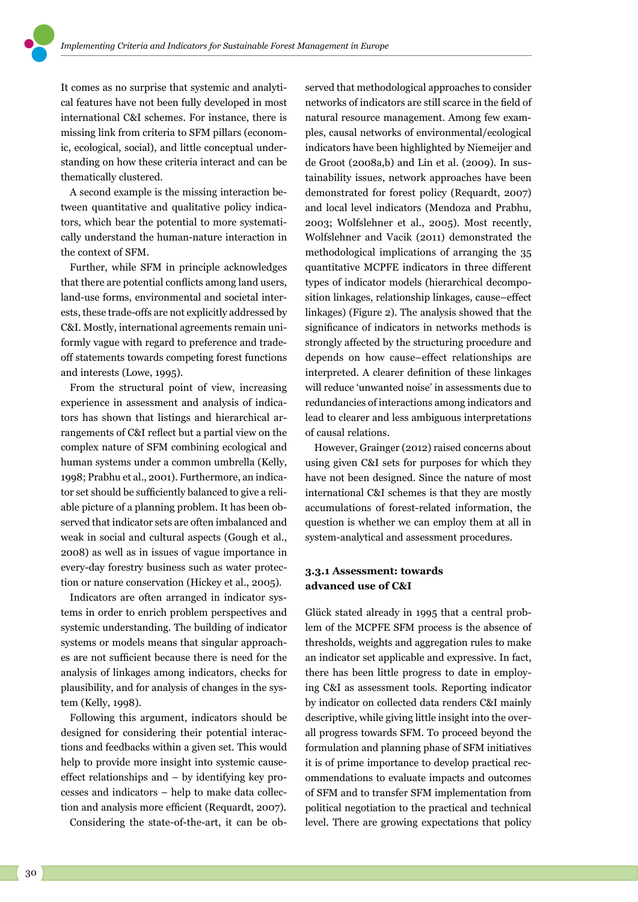It comes as no surprise that systemic and analytical features have not been fully developed in most international C&I schemes. For instance, there is missing link from criteria to SFM pillars (economic, ecological, social), and little conceptual understanding on how these criteria interact and can be thematically clustered.

A second example is the missing interaction between quantitative and qualitative policy indicators, which bear the potential to more systematically understand the human-nature interaction in the context of SFM.

Further, while SFM in principle acknowledges that there are potential conflicts among land users, land-use forms, environmental and societal interests, these trade-offs are not explicitly addressed by C&I. Mostly, international agreements remain uniformly vague with regard to preference and trade-off statements towards competing forest functions and interests (Lowe, 1995).

From the structural point of view, increasing experience in assessment and analysis of indicators has shown that listings and hierarchical arrangements of C&I reflect but a partial view on the complex nature of SFM combining ecological and human systems under a common umbrella (Kelly, 1998; Prabhu et al., 2001). Furthermore, an indicator set should be sufficiently balanced to give a reliable picture of a planning problem. It has been observed that indicator sets are often imbalanced and weak in social and cultural aspects (Gough et al., 2008) as well as in issues of vague importance in every-day forestry business such as water protection or nature conservation (Hickey et al., 2005).

Indicators are often arranged in indicator systems in order to enrich problem perspectives and systemic understanding. The building of indicator systems or models means that singular approaches are not sufficient because there is need for the analysis of linkages among indicators, checks for plausibility, and for analysis of changes in the system (Kelly, 1998).

Following this argument, indicators should be designed for considering their potential interactions and feedbacks within a given set. This would help to provide more insight into systemic cause-effect relationships and – by identifying key processes and indicators – help to make data collection and analysis more efficient (Requardt, 2007).

Considering the state-of-the-art, it can be observed that methodological approaches to consider networks of indicators are still scarce in the field of natural resource management. Among few examples, causal networks of environmental/ecological indicators have been highlighted by Niemeijer and de Groot (2008a,b) and Lin et al. (2009). In sustainability issues, network approaches have been demonstrated for forest policy (Requardt, 2007) and local level indicators (Mendoza and Prabhu, 2003; Wolfslehner et al., 2005). Most recently, Wolfslehner and Vacik (2011) demonstrated the methodological implications of arranging the 35 quantitative MCPFE indicators in three different types of indicator models (hierarchical decomposition linkages, relationship linkages, cause–effect linkages) (Figure 2). The analysis showed that the significance of indicators in networks methods is strongly affected by the structuring procedure and depends on how cause–effect relationships are interpreted. A clearer definition of these linkages will reduce 'unwanted noise' in assessments due to redundancies of interactions among indicators and lead to clearer and less ambiguous interpretations of causal relations.

However, Grainger (2012) raised concerns about using given C&I sets for purposes for which they have not been designed. Since the nature of most international C&I schemes is that they are mostly accumulations of forest-related information, the question is whether we can employ them at all in system-analytical and assessment procedures.

### 3.3.1 Assessment: towards advanced use of C&I

Glück stated already in 1995 that a central problem of the MCPFE SFM process is the absence of thresholds, weights and aggregation rules to make an indicator set applicable and expressive. In fact, there has been little progress to date in employing C&I as assessment tools. Reporting indicator by indicator on collected data renders C&I mainly descriptive, while giving little insight into the overall progress towards SFM. To proceed beyond the formulation and planning phase of SFM initiatives it is of prime importance to develop practical recommendations to evaluate impacts and outcomes of SFM and to transfer SFM implementation from political negotiation to the practical and technical level. There are growing expectations that policy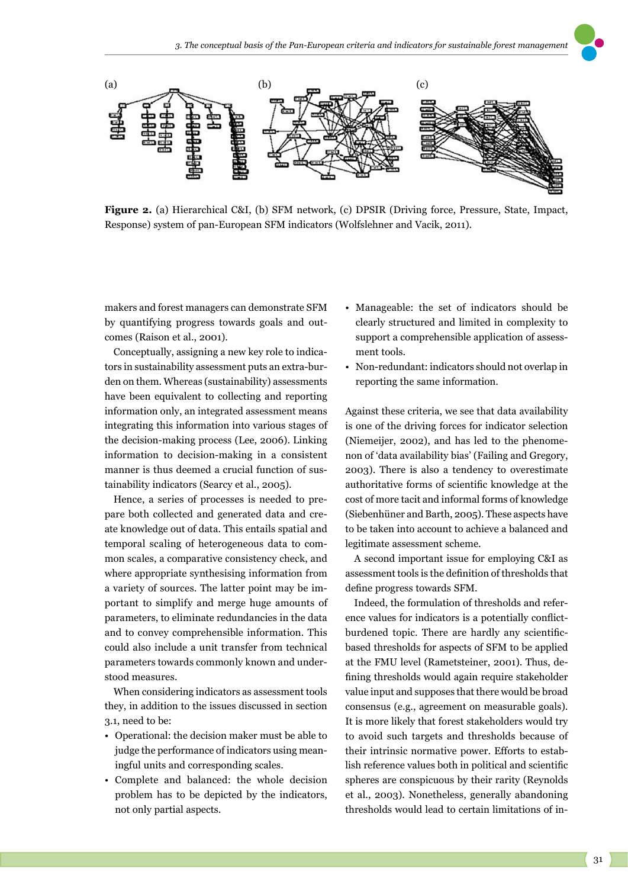Figure 2. (a) Hierarchical C&I, (b) SFM network, (c) DPSIR (Driving force, Pressure, State, Impact, Response) system of pan-European SFM indicators (Wolfslehner and Vacik, 2011).

makers and forest managers can demonstrate SFM by quantifying progress towards goals and outcomes (Raison et al., 2001).

Conceptually, assigning a new key role to indicators in sustainability assessment puts an extra-burden on them. Whereas (sustainability) assessments have been equivalent to collecting and reporting information only, an integrated assessment means integrating this information into various stages of the decision-making process (Lee, 2006). Linking information to decision-making in a consistent manner is thus deemed a crucial function of sustainability indicators (Searcy et al., 2005).

Hence, a series of processes is needed to prepare both collected and generated data and create knowledge out of data. This entails spatial and temporal scaling of heterogeneous data to common scales, a comparative consistency check, and where appropriate synthesising information from a variety of sources. The latter point may be important to simplify and merge huge amounts of parameters, to eliminate redundancies in the data and to convey comprehensible information. This could also include a unit transfer from technical parameters towards commonly known and understood measures.

When considering indicators as assessment tools they, in addition to the issues discussed in section 3.1, need to be:

- Operational: the decision maker must be able to judge the performance of indicators using meaningful units and corresponding scales.
- Complete and balanced: the whole decision problem has to be depicted by the indicators, not only partial aspects.
- Manageable: the set of indicators should be clearly structured and limited in complexity to support a comprehensible application of assessment tools.
- Non-redundant: indicators should not overlap in reporting the same information.

Against these criteria, we see that data availability is one of the driving forces for indicator selection (Niemeijer, 2002), and has led to the phenomenon of 'data availability bias' (Failing and Gregory, 2003). There is also a tendency to overestimate authoritative forms of scientific knowledge at the cost of more tacit and informal forms of knowledge (Siebenhüner and Barth, 2005). These aspects have to be taken into account to achieve a balanced and legitimate assessment scheme.

A second important issue for employing C&I as assessment tools is the definition of thresholds that define progress towards SFM.

Indeed, the formulation of thresholds and reference values for indicators is a potentially conflict-burdened topic. There are hardly any scientific-based thresholds for aspects of SFM to be applied at the FMU level (Rametsteiner, 2001). Thus, defining thresholds would again require stakeholder value input and supposes that there would be broad consensus (e.g., agreement on measurable goals). It is more likely that forest stakeholders would try to avoid such targets and thresholds because of their intrinsic normative power. Efforts to establish reference values both in political and scientific spheres are conspicuous by their rarity (Reynolds et al., 2003). Nonetheless, generally abandoning thresholds would lead to certain limitations of in-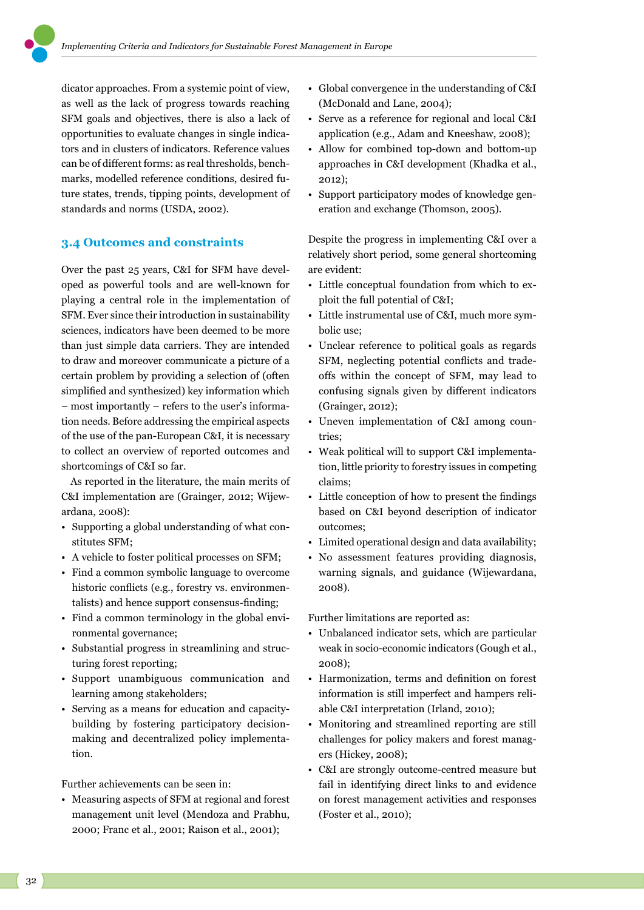dicator approaches. From a systemic point of view, as well as the lack of progress towards reaching SFM goals and objectives, there is also a lack of opportunities to evaluate changes in single indicators and in clusters of indicators. Reference values can be of different forms: as real thresholds, benchmarks, modelled reference conditions, desired future states, trends, tipping points, development of standards and norms (USDA, 2002).

### 3.4 Outcomes and constraints

Over the past 25 years, C&I for SFM have developed as powerful tools and are well-known for playing a central role in the implementation of SFM. Ever since their introduction in sustainability sciences, indicators have been deemed to be more than just simple data carriers. They are intended to draw and moreover communicate a picture of a certain problem by providing a selection of (often simplified and synthesized) key information which – most importantly – refers to the user's information needs. Before addressing the empirical aspects of the use of the pan-European C&I, it is necessary to collect an overview of reported outcomes and shortcomings of C&I so far.

As reported in the literature, the main merits of C&I implementation are (Grainger, 2012; Wijewardana, 2008):

- Supporting a global understanding of what constitutes SFM;
- A vehicle to foster political processes on SFM;
- Find a common symbolic language to overcome historic conflicts (e.g., forestry vs. environmentalists) and hence support consensus-finding;
- Find a common terminology in the global environmental governance;
- Substantial progress in streamlining and structuring forest reporting;
- Support unambiguous communication and learning among stakeholders;
- Serving as a means for education and capacity-building by fostering participatory decision-making and decentralized policy implementation.

Further achievements can be seen in:

- Measuring aspects of SFM at regional and forest management unit level (Mendoza and Prabhu, 2000; Franc et al., 2001; Raison et al., 2001);
- Global convergence in the understanding of C&I (McDonald and Lane, 2004);
- Serve as a reference for regional and local C&I application (e.g., Adam and Kneeshaw, 2008);
- Allow for combined top-down and bottom-up approaches in C&I development (Khadka et al., 2012);
- Support participatory modes of knowledge generation and exchange (Thomson, 2005).

Despite the progress in implementing C&I over a relatively short period, some general shortcoming are evident:

- Little conceptual foundation from which to exploit the full potential of C&I;
- Little instrumental use of C&I, much more symbolic use;
- Unclear reference to political goals as regards SFM, neglecting potential conflicts and trade-offs within the concept of SFM, may lead to confusing signals given by different indicators (Grainger, 2012);
- Uneven implementation of C&I among countries;
- Weak political will to support C&I implementation, little priority to forestry issues in competing claims;
- Little conception of how to present the findings based on C&I beyond description of indicator outcomes;
- Limited operational design and data availability;
- No assessment features providing diagnosis, warning signals, and guidance (Wijewardana, 2008).

Further limitations are reported as:

- Unbalanced indicator sets, which are particular weak in socio-economic indicators (Gough et al., 2008);
- Harmonization, terms and definition on forest information is still imperfect and hampers reliable C&I interpretation (Irland, 2010);
- Monitoring and streamlined reporting are still challenges for policy makers and forest managers (Hickey, 2008);
- C&I are strongly outcome-centred measure but fail in identifying direct links to and evidence on forest management activities and responses (Foster et al., 2010);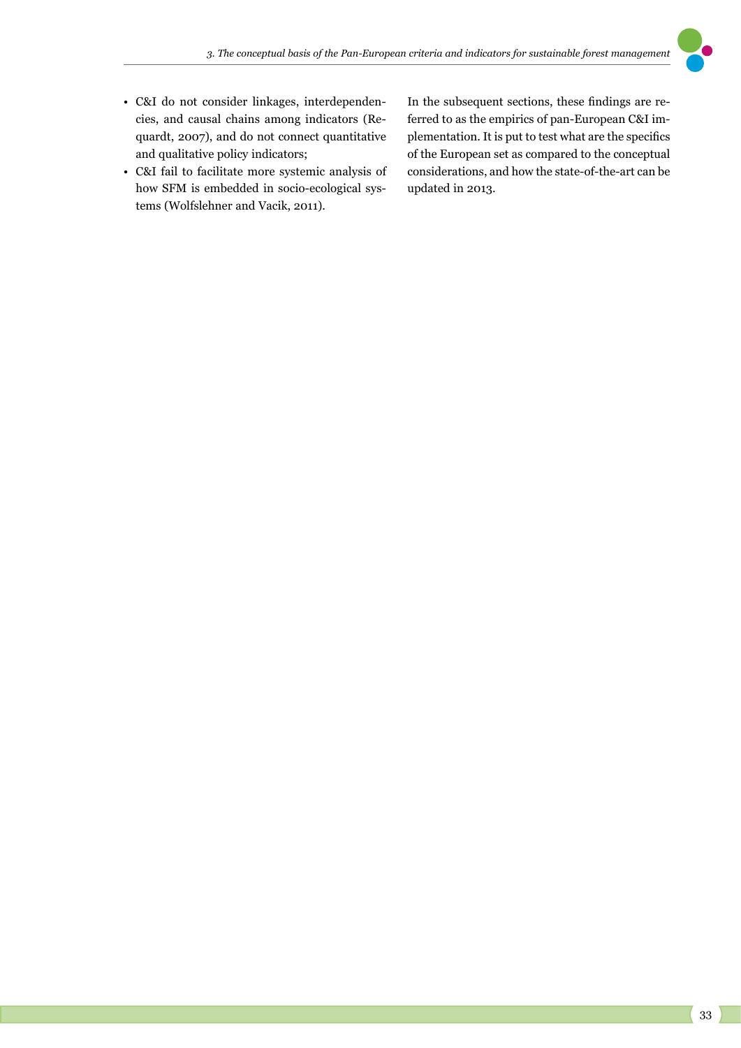- C&I do not consider linkages, interdependencies, and causal chains among indicators (Requardt, 2007), and do not connect quantitative and qualitative policy indicators;
- C&I fail to facilitate more systemic analysis of how SFM is embedded in socio-ecological systems (Wolfslehner and Vacik, 2011).

In the subsequent sections, these findings are referred to as the empirics of pan-European C&I implementation. It is put to test what are the specifics of the European set as compared to the conceptual considerations, and how the state-of-the-art can be updated in 2013.